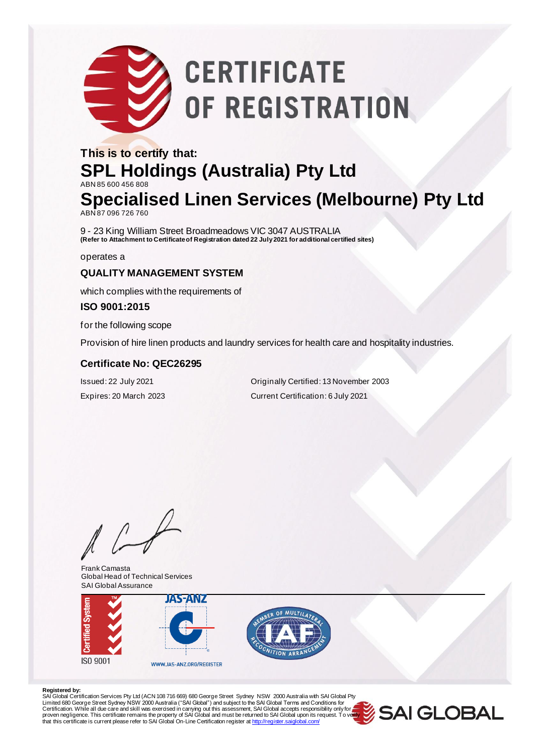# CERTIFICATE OF REGISTRATION

**This is to certify that:**

## SPL Holdings (Australia) Pty Ltd

ABN 85 600 456 808

## Specialised Linen Services (Melbourne) Pty Ltd

ABN 87 096 726 760

9 - 23 King William Street Broadmeadows VIC 3047 AUSTRALIA
**(Refer to Attachment to Certificate of Registration dated 22 July 2021 for additional certified sites)**

operates a

**QUALITY MANAGEMENT SYSTEM**

which complies with the requirements of

**ISO 9001:2015**

for the following scope

Provision of hire linen products and laundry services for health care and hospitality industries.

**Certificate No: QEC26295**

Issued: 22 July 2021

Expires: 20 March 2023

Originally Certified: 13 November 2003

Current Certification: 6 July 2021

Frank Camasta
Global Head of Technical Services
SAI Global Assurance

Certified System ISO 9001

JAS-ANZ
WWW.JAS-ANZ.ORG/REGISTER

MEMBER OF MULTILATERAL RECOGNITION ARRANGEMENT IAF

**Registered by:**
SAI Global Certification Services Pty Ltd (ACN 108 716 669) 680 George Street Sydney NSW 2000 Australia with SAI Global Pty Limited 680 George Street Sydney NSW 2000 Australia ("SAI Global") and subject to the SAI Global Terms and Conditions for Certification. While all due care and skill was exercised in carrying out this assessment, SAI Global accepts responsibility only for proven negligence. This certificate remains the property of SAI Global and must be returned to SAI Global upon its request. To verify that this certificate is current please refer to SAI Global On-Line Certification register at http://register.saiglobal.com/

SAI GLOBAL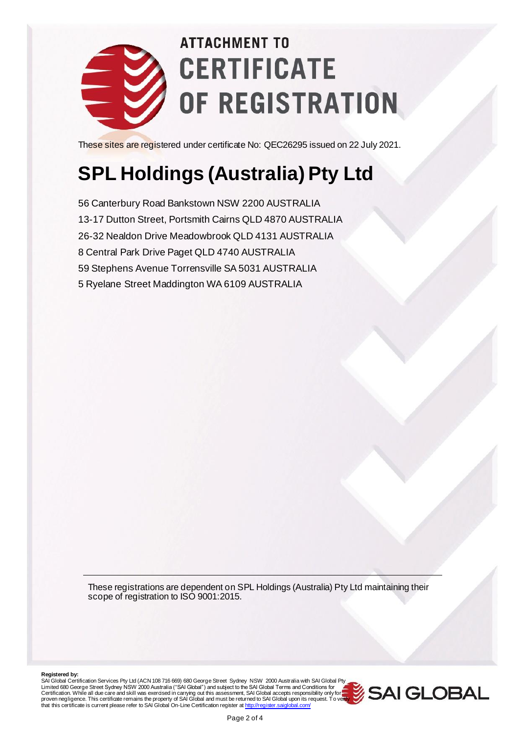# ATTACHMENT TO CERTIFICATE OF REGISTRATION

These sites are registered under certificate No: QEC26295 issued on 22 July 2021.

## SPL Holdings (Australia) Pty Ltd

56 Canterbury Road Bankstown NSW 2200 AUSTRALIA
13-17 Dutton Street, Portsmith Cairns QLD 4870 AUSTRALIA
26-32 Nealdon Drive Meadowbrook QLD 4131 AUSTRALIA
8 Central Park Drive Paget QLD 4740 AUSTRALIA
59 Stephens Avenue Torrensville SA 5031 AUSTRALIA
5 Ryelane Street Maddington WA 6109 AUSTRALIA

---

These registrations are dependent on SPL Holdings (Australia) Pty Ltd maintaining their scope of registration to ISO 9001:2015.

**Registered by:**
SAI Global Certification Services Pty Ltd (ACN 108 716 669) 680 George Street Sydney NSW 2000 Australia with SAI Global Pty Limited 680 George Street Sydney NSW 2000 Australia ("SAI Global") and subject to the SAI Global Terms and Conditions for Certification. While all due care and skill was exercised in carrying out this assessment, SAI Global accepts responsibility only for proven negligence. This certificate remains the property of SAI Global and must be returned to SAI Global upon its request. To verify that this certificate is current please refer to SAI Global On-Line Certification register at http://register.saiglobal.com/

SAI GLOBAL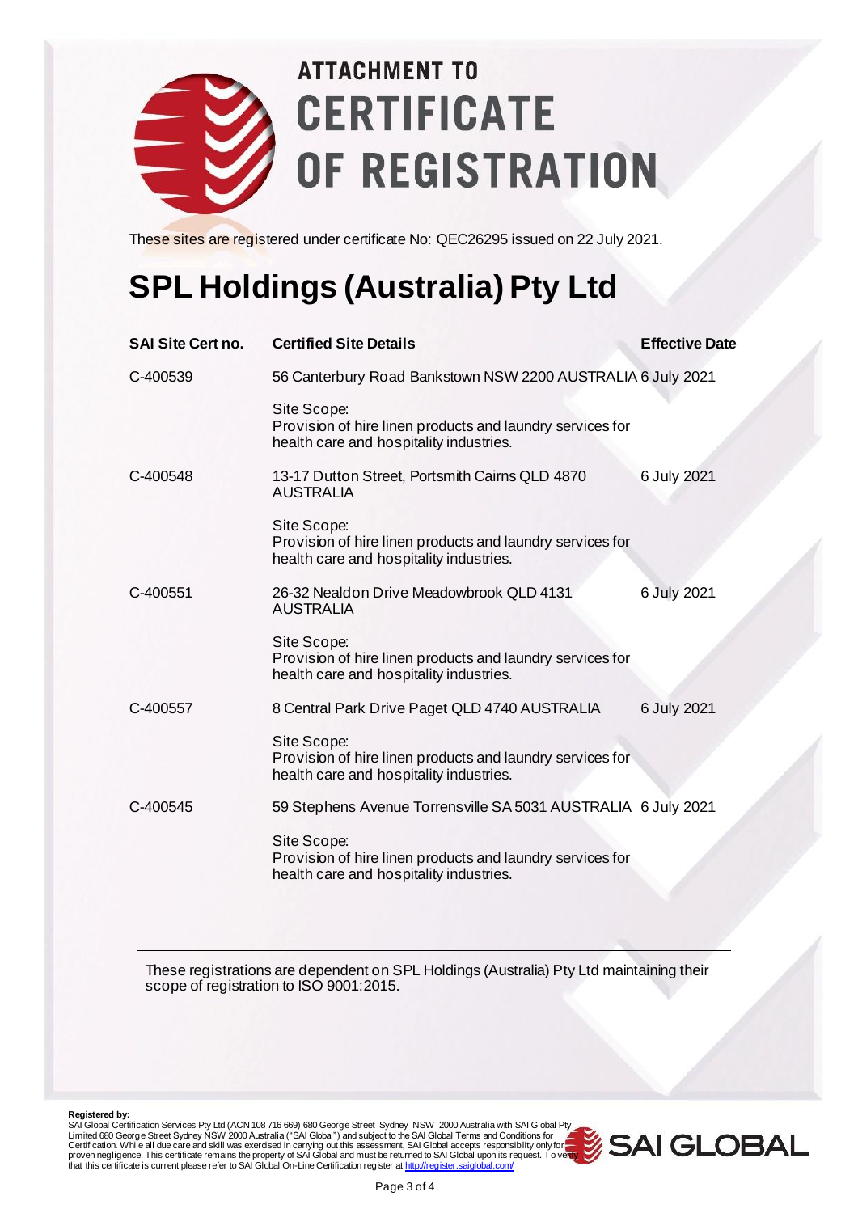# ATTACHMENT TO CERTIFICATE OF REGISTRATION

These sites are registered under certificate No: QEC26295 issued on 22 July 2021.

## SPL Holdings (Australia) Pty Ltd

| SAI Site Cert no. | Certified Site Details | Effective Date |
|---|---|---|
| C-400539 | 56 Canterbury Road Bankstown NSW 2200 AUSTRALIA<br><br>Site Scope:<br>Provision of hire linen products and laundry services for health care and hospitality industries. | 6 July 2021 |
| C-400548 | 13-17 Dutton Street, Portsmith Cairns QLD 4870 AUSTRALIA<br><br>Site Scope:<br>Provision of hire linen products and laundry services for health care and hospitality industries. | 6 July 2021 |
| C-400551 | 26-32 Nealdon Drive Meadowbrook QLD 4131 AUSTRALIA<br><br>Site Scope:<br>Provision of hire linen products and laundry services for health care and hospitality industries. | 6 July 2021 |
| C-400557 | 8 Central Park Drive Paget QLD 4740 AUSTRALIA<br><br>Site Scope:<br>Provision of hire linen products and laundry services for health care and hospitality industries. | 6 July 2021 |
| C-400545 | 59 Stephens Avenue Torrensville SA 5031 AUSTRALIA<br><br>Site Scope:<br>Provision of hire linen products and laundry services for health care and hospitality industries. | 6 July 2021 |

These registrations are dependent on SPL Holdings (Australia) Pty Ltd maintaining their scope of registration to ISO 9001:2015.

**Registered by:**
SAI Global Certification Services Pty Ltd (ACN 108 716 669) 680 George Street Sydney NSW 2000 Australia with SAI Global Pty Limited 680 George Street Sydney NSW 2000 Australia ("SAI Global") and subject to the SAI Global Terms and Conditions for Certification. While all due care and skill was exercised in carrying out this assessment, SAI Global accepts responsibility only for proven negligence. This certificate remains the property of SAI Global and must be returned to SAI Global upon its request. To verify that this certificate is current please refer to SAI Global On-Line Certification register at http://register.saiglobal.com/

SAI GLOBAL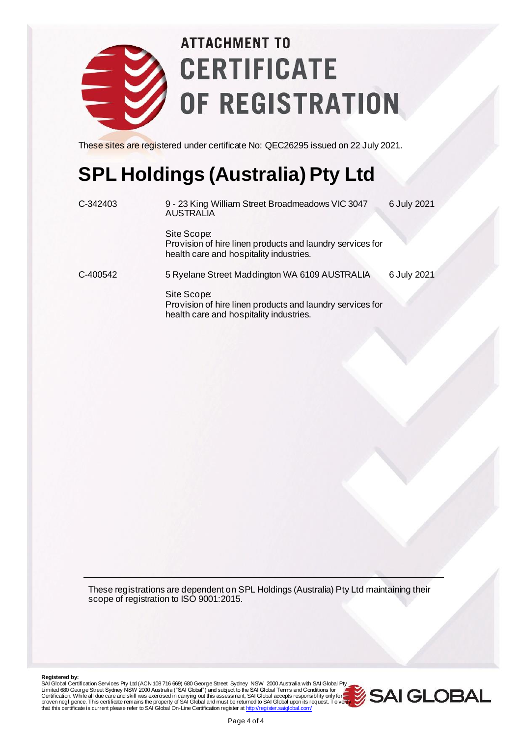# ATTACHMENT TO CERTIFICATE OF REGISTRATION

These sites are registered under certificate No: QEC26295 issued on 22 July 2021.

## SPL Holdings (Australia) Pty Ltd

| | | |
|---|---|---|
| C-342403 | 9 - 23 King William Street Broadmeadows VIC 3047 AUSTRALIA<br><br>Site Scope:<br>Provision of hire linen products and laundry services for health care and hospitality industries. | 6 July 2021 |
| C-400542 | 5 Ryelane Street Maddington WA 6109 AUSTRALIA<br><br>Site Scope:<br>Provision of hire linen products and laundry services for health care and hospitality industries. | 6 July 2021 |

These registrations are dependent on SPL Holdings (Australia) Pty Ltd maintaining their scope of registration to ISO 9001:2015.

**Registered by:**
SAI Global Certification Services Pty Ltd (ACN 108 716 669) 680 George Street Sydney NSW 2000 Australia with SAI Global Pty Limited 680 George Street Sydney NSW 2000 Australia ("SAI Global") and subject to the SAI Global Terms and Conditions for Certification. While all due care and skill was exercised in carrying out this assessment, SAI Global accepts responsibility only for proven negligence. This certificate remains the property of SAI Global and must be returned to SAI Global upon its request. To verify that this certificate is current please refer to SAI Global On-Line Certification register at http://register.saiglobal.com/

SAI GLOBAL